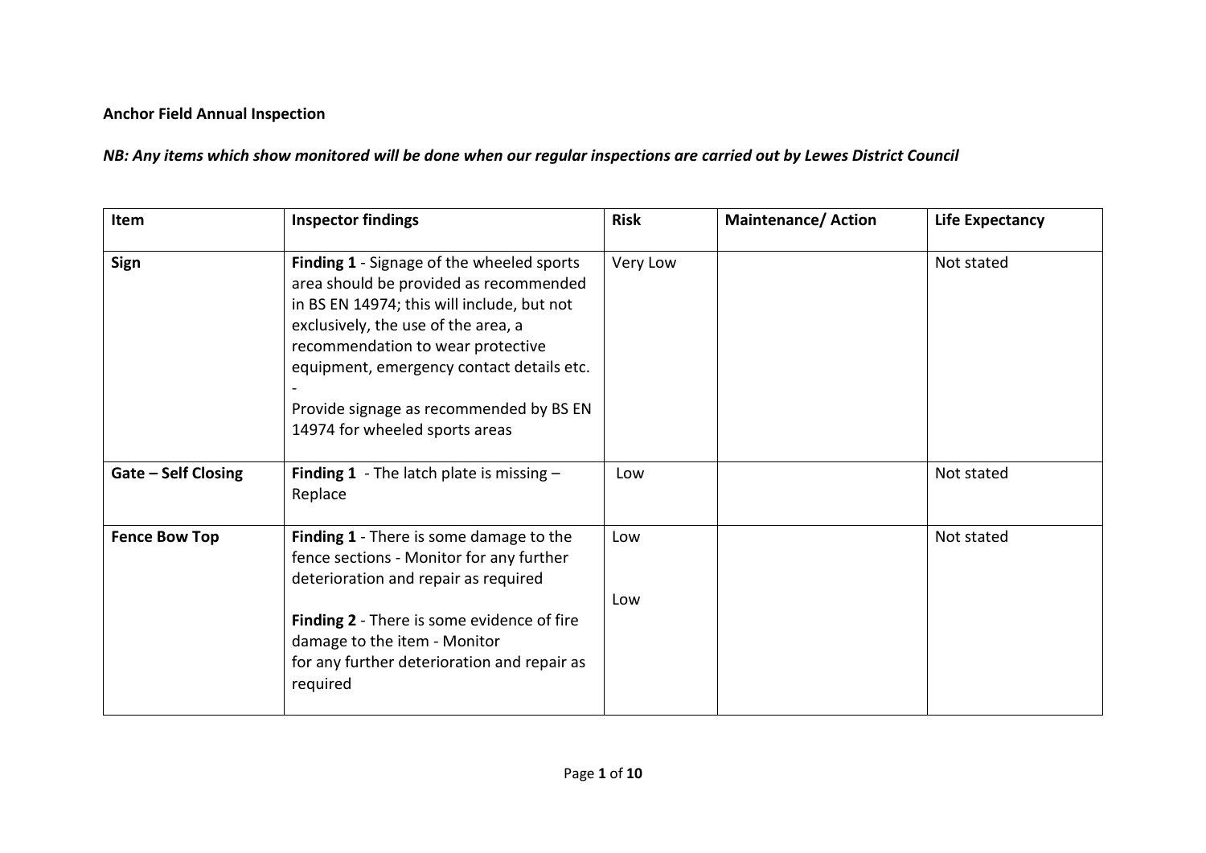**Anchor Field Annual Inspection**

***NB: Any items which show monitored will be done when our regular inspections are carried out by Lewes District Council***

| Item | Inspector findings | Risk | Maintenance/ Action | Life Expectancy |
|---|---|---|---|---|
| **Sign** | **Finding 1** - Signage of the wheeled sports area should be provided as recommended in BS EN 14974; this will include, but not exclusively, the use of the area, a recommendation to wear protective equipment, emergency contact details etc. - Provide signage as recommended by BS EN 14974 for wheeled sports areas | Very Low | | Not stated |
| **Gate – Self Closing** | **Finding 1** - The latch plate is missing – Replace | Low | | Not stated |
| **Fence Bow Top** | **Finding 1** - There is some damage to the fence sections - Monitor for any further deterioration and repair as required<br><br>**Finding 2** - There is some evidence of fire damage to the item - Monitor for any further deterioration and repair as required | Low<br><br>Low | | Not stated |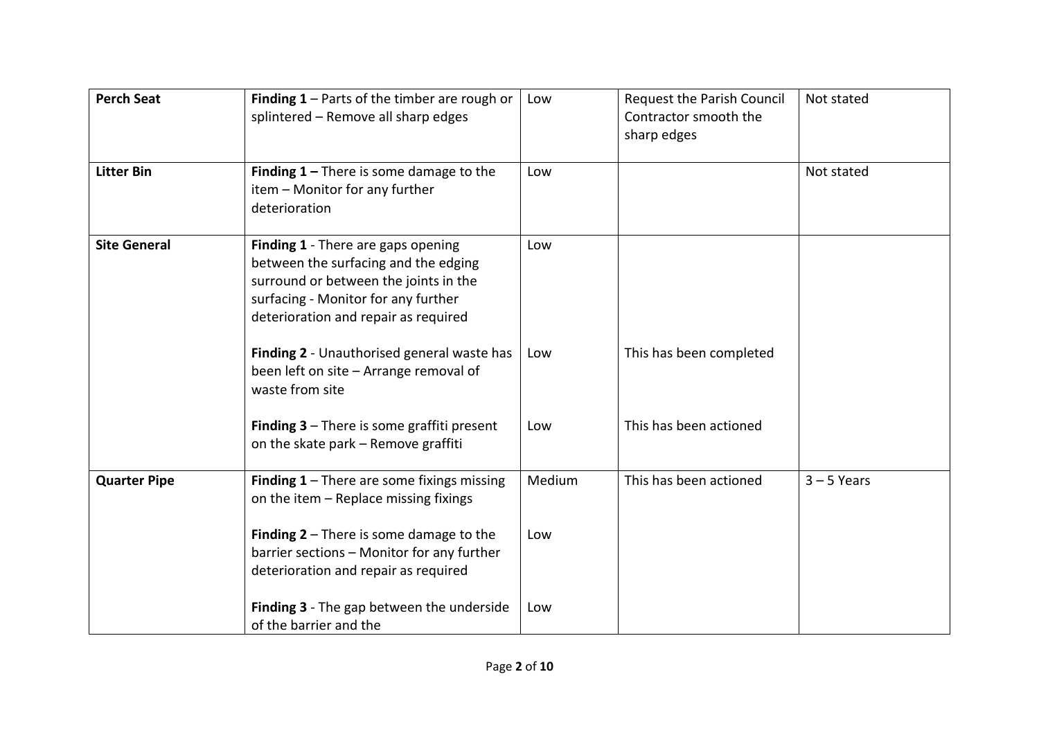| **Perch Seat** | **Finding 1** – Parts of the timber are rough or splintered – Remove all sharp edges | Low | Request the Parish Council Contractor smooth the sharp edges | Not stated |
|---|---|---|---|---|
| **Litter Bin** | **Finding 1 –** There is some damage to the item – Monitor for any further deterioration | Low | | Not stated |
| **Site General** | **Finding 1** - There are gaps opening between the surfacing and the edging surround or between the joints in the surfacing - Monitor for any further deterioration and repair as required | Low | | |
| | **Finding 2** - Unauthorised general waste has been left on site – Arrange removal of waste from site | Low | This has been completed | |
| | **Finding 3** – There is some graffiti present on the skate park – Remove graffiti | Low | This has been actioned | |
| **Quarter Pipe** | **Finding 1** – There are some fixings missing on the item – Replace missing fixings | Medium | This has been actioned | 3 – 5 Years |
| | **Finding 2** – There is some damage to the barrier sections – Monitor for any further deterioration and repair as required | Low | | |
| | **Finding 3** - The gap between the underside of the barrier and the | Low | | |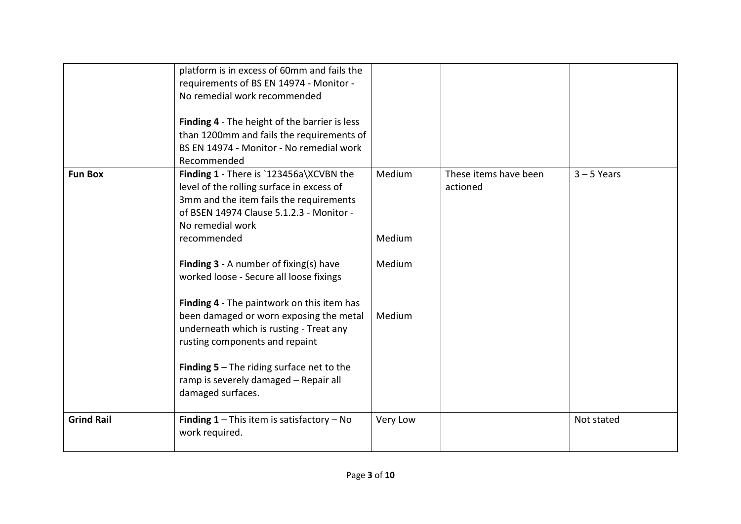| | | | | |
|---|---|---|---|---|
| | platform is in excess of 60mm and fails the requirements of BS EN 14974 - Monitor - No remedial work recommended<br><br>**Finding 4** - The height of the barrier is less than 1200mm and fails the requirements of BS EN 14974 - Monitor - No remedial work Recommended | | | |
| **Fun Box** | **Finding 1** - There is `123456a\XCVBN the level of the rolling surface in excess of 3mm and the item fails the requirements of BSEN 14974 Clause 5.1.2.3 - Monitor - No remedial work recommended<br><br>**Finding 3** - A number of fixing(s) have worked loose - Secure all loose fixings<br><br>**Finding 4** - The paintwork on this item has been damaged or worn exposing the metal underneath which is rusting - Treat any rusting components and repaint<br><br>**Finding 5** – The riding surface net to the ramp is severely damaged – Repair all damaged surfaces. | Medium<br><br>Medium<br><br>Medium<br><br>Medium | These items have been actioned | 3 – 5 Years |
| **Grind Rail** | **Finding 1** – This item is satisfactory – No work required. | Very Low | | Not stated |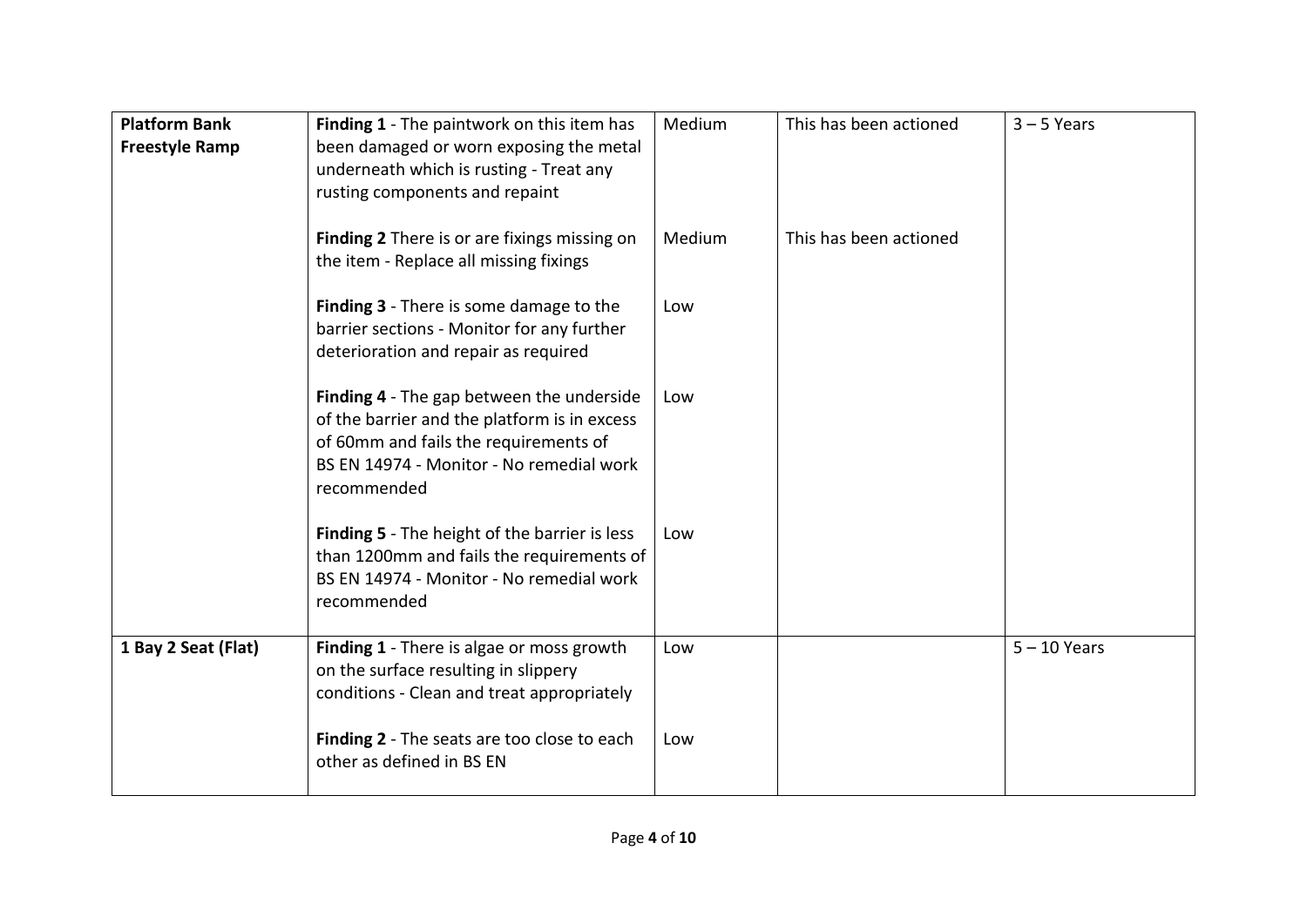| | | | | |
|---|---|---|---|---|
| **Platform Bank Freestyle Ramp** | **Finding 1** - The paintwork on this item has been damaged or worn exposing the metal underneath which is rusting - Treat any rusting components and repaint | Medium | This has been actioned | 3 – 5 Years |
| | **Finding 2** There is or are fixings missing on the item - Replace all missing fixings | Medium | This has been actioned | |
| | **Finding 3** - There is some damage to the barrier sections - Monitor for any further deterioration and repair as required | Low | | |
| | **Finding 4** - The gap between the underside of the barrier and the platform is in excess of 60mm and fails the requirements of BS EN 14974 - Monitor - No remedial work recommended | Low | | |
| | **Finding 5** - The height of the barrier is less than 1200mm and fails the requirements of BS EN 14974 - Monitor - No remedial work recommended | Low | | |
| **1 Bay 2 Seat (Flat)** | **Finding 1** - There is algae or moss growth on the surface resulting in slippery conditions - Clean and treat appropriately | Low | | 5 – 10 Years |
| | **Finding 2** - The seats are too close to each other as defined in BS EN | Low | | |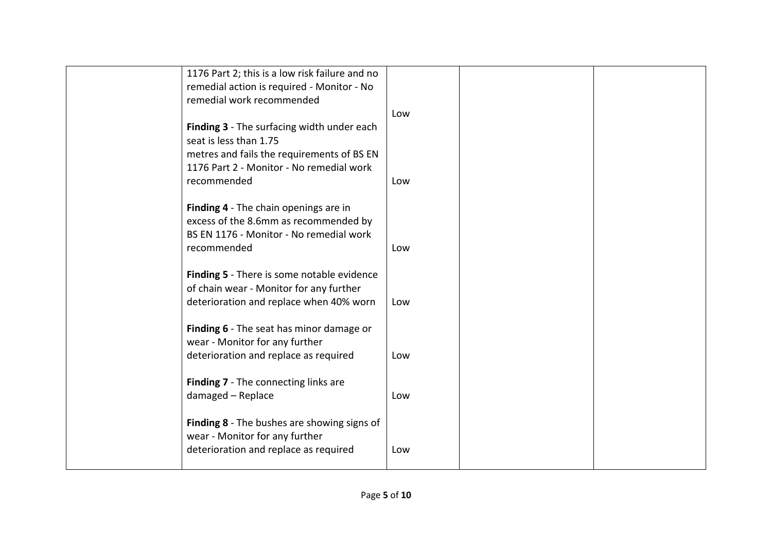|  |  |  |  |  |
|---|---|---|---|---|
|  | 1176 Part 2; this is a low risk failure and no remedial action is required - Monitor - No remedial work recommended | Low |  |  |
|  | **Finding 3** - The surfacing width under each seat is less than 1.75 metres and fails the requirements of BS EN 1176 Part 2 - Monitor - No remedial work recommended | Low |  |  |
|  | **Finding 4** - The chain openings are in excess of the 8.6mm as recommended by BS EN 1176 - Monitor - No remedial work recommended | Low |  |  |
|  | **Finding 5** - There is some notable evidence of chain wear - Monitor for any further deterioration and replace when 40% worn | Low |  |  |
|  | **Finding 6** - The seat has minor damage or wear - Monitor for any further deterioration and replace as required | Low |  |  |
|  | **Finding 7** - The connecting links are damaged – Replace | Low |  |  |
|  | **Finding 8** - The bushes are showing signs of wear - Monitor for any further deterioration and replace as required | Low |  |  |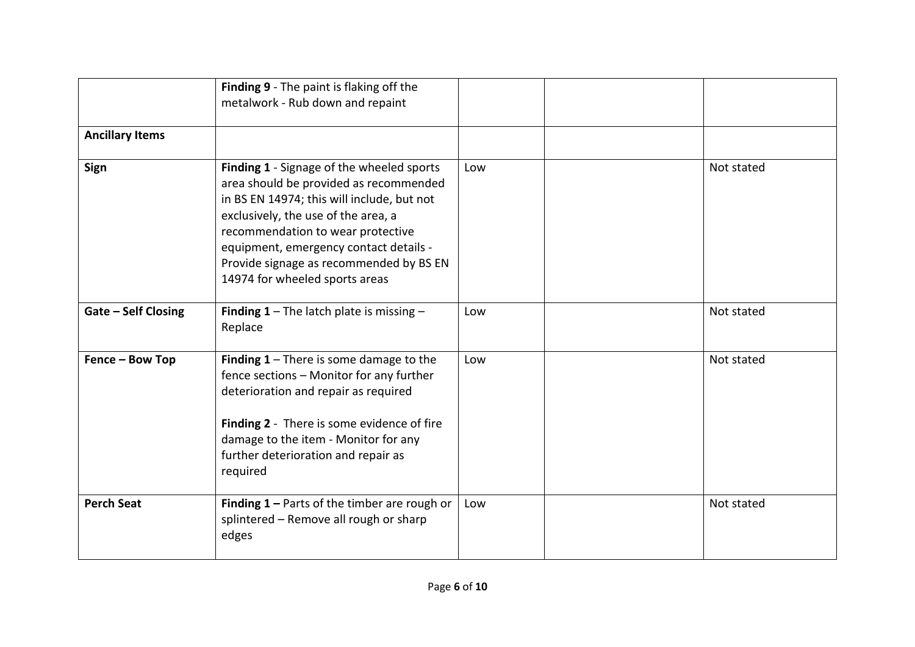| | | | | |
|---|---|---|---|---|
| | **Finding 9** - The paint is flaking off the metalwork - Rub down and repaint | | | |
| **Ancillary Items** | | | | |
| **Sign** | **Finding 1** - Signage of the wheeled sports area should be provided as recommended in BS EN 14974; this will include, but not exclusively, the use of the area, a recommendation to wear protective equipment, emergency contact details - Provide signage as recommended by BS EN 14974 for wheeled sports areas | Low | | Not stated |
| **Gate – Self Closing** | **Finding 1** – The latch plate is missing – Replace | Low | | Not stated |
| **Fence – Bow Top** | **Finding 1** – There is some damage to the fence sections – Monitor for any further deterioration and repair as required<br><br>**Finding 2** - There is some evidence of fire damage to the item - Monitor for any further deterioration and repair as required | Low | | Not stated |
| **Perch Seat** | **Finding 1 –** Parts of the timber are rough or splintered – Remove all rough or sharp edges | Low | | Not stated |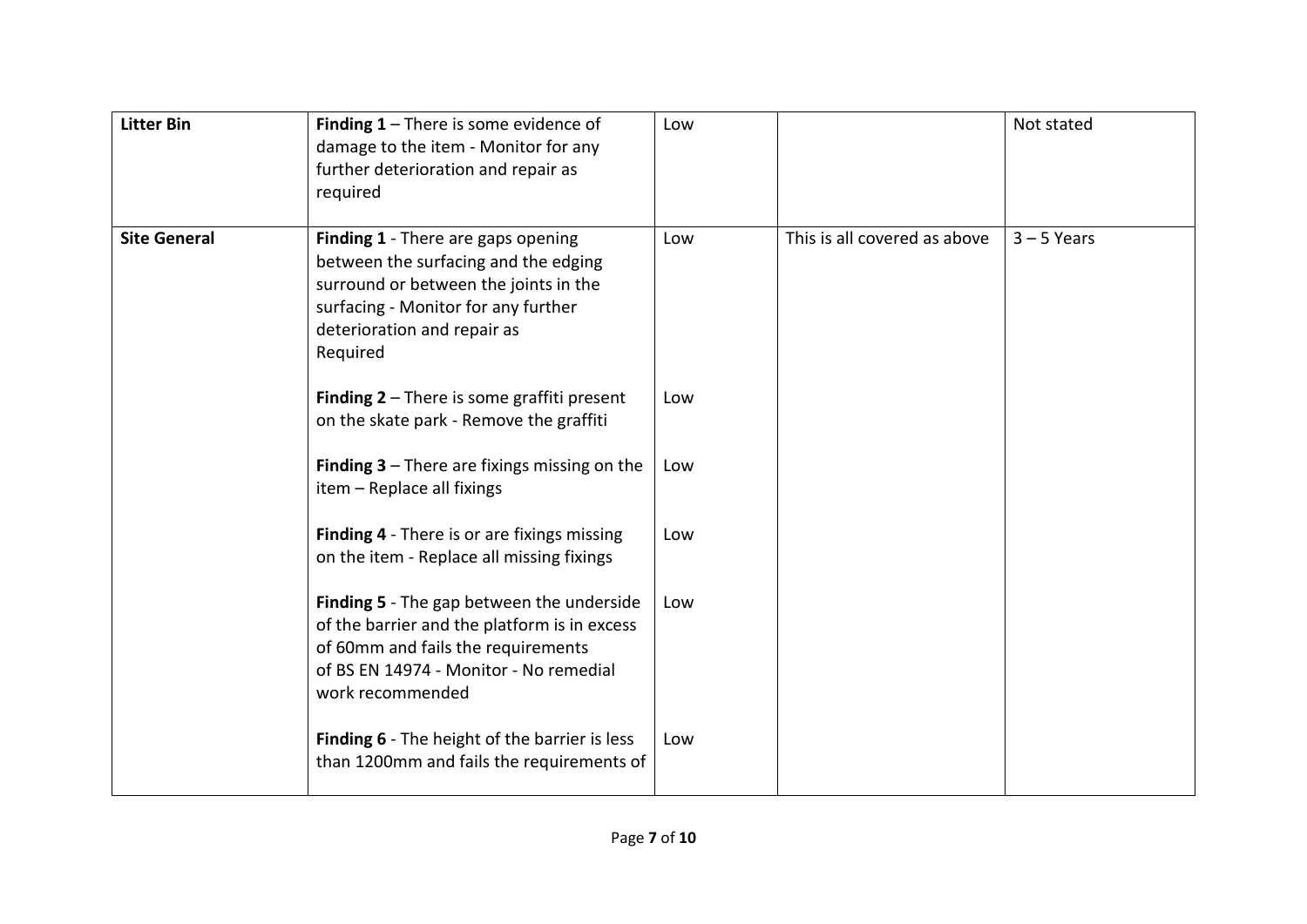| **Litter Bin** | **Finding 1** – There is some evidence of damage to the item - Monitor for any further deterioration and repair as required | Low | | Not stated |
|---|---|---|---|---|
| **Site General** | **Finding 1** - There are gaps opening between the surfacing and the edging surround or between the joints in the surfacing - Monitor for any further deterioration and repair as Required | Low | This is all covered as above | 3 – 5 Years |
| | **Finding 2** – There is some graffiti present on the skate park - Remove the graffiti | Low | | |
| | **Finding 3** – There are fixings missing on the item – Replace all fixings | Low | | |
| | **Finding 4** - There is or are fixings missing on the item - Replace all missing fixings | Low | | |
| | **Finding 5** - The gap between the underside of the barrier and the platform is in excess of 60mm and fails the requirements of BS EN 14974 - Monitor - No remedial work recommended | Low | | |
| | **Finding 6** - The height of the barrier is less than 1200mm and fails the requirements of | Low | | |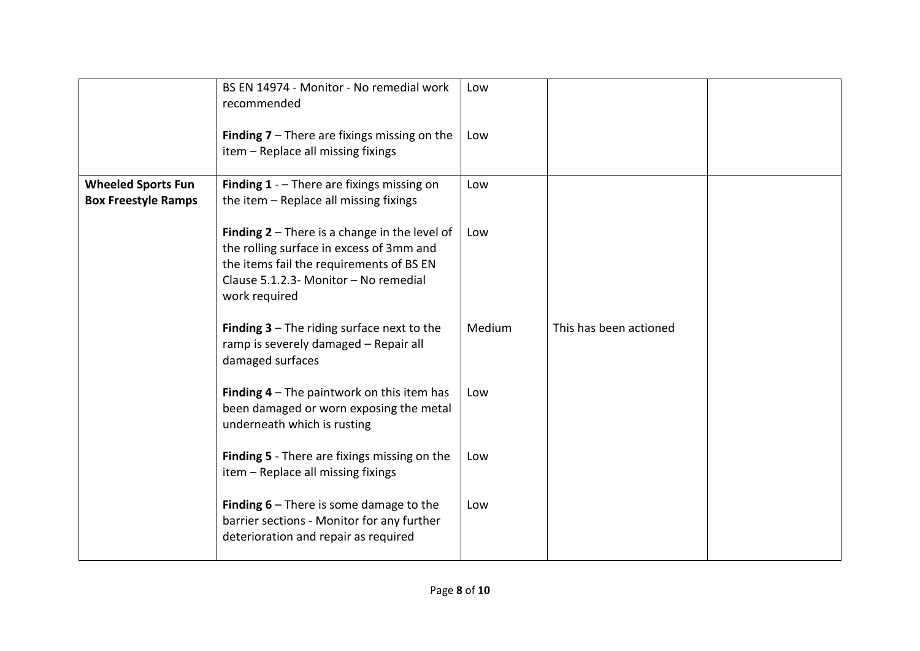| | | | | |
|---|---|---|---|---|
| | BS EN 14974 - Monitor - No remedial work recommended<br><br>**Finding 7** – There are fixings missing on the item – Replace all missing fixings | Low<br><br>Low | | |
| **Wheeled Sports Fun Box Freestyle Ramps** | **Finding 1** - – There are fixings missing on the item – Replace all missing fixings<br><br>**Finding 2** – There is a change in the level of the rolling surface in excess of 3mm and the items fail the requirements of BS EN Clause 5.1.2.3- Monitor – No remedial work required<br><br>**Finding 3** – The riding surface next to the ramp is severely damaged – Repair all damaged surfaces<br><br>**Finding 4** – The paintwork on this item has been damaged or worn exposing the metal underneath which is rusting<br><br>**Finding 5** - There are fixings missing on the item – Replace all missing fixings<br><br>**Finding 6** – There is some damage to the barrier sections - Monitor for any further deterioration and repair as required | Low<br><br>Low<br><br>Medium<br><br>Low<br><br>Low<br><br>Low | This has been actioned | |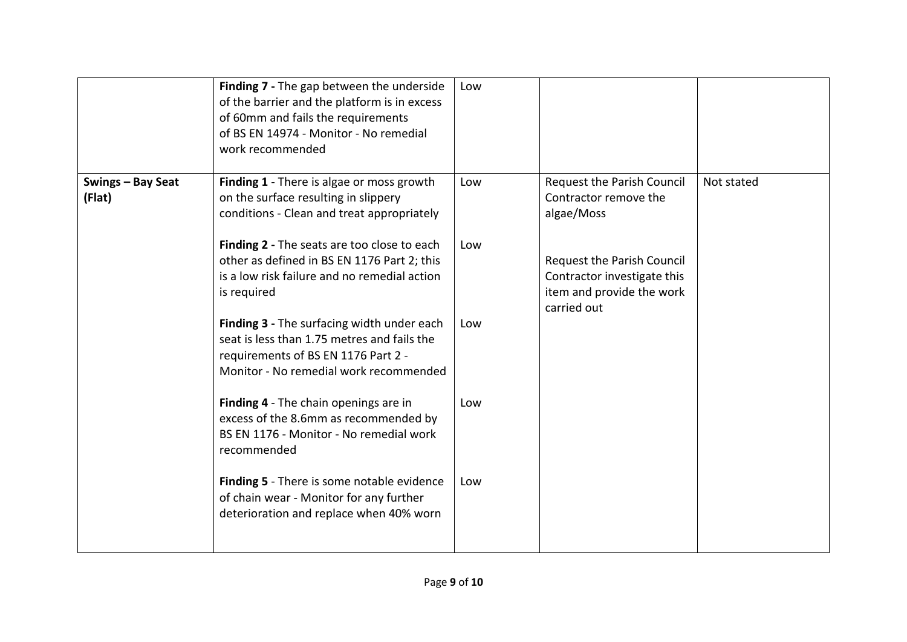| | | | | |
|---|---|---|---|---|
| | **Finding 7 -** The gap between the underside of the barrier and the platform is in excess of 60mm and fails the requirements of BS EN 14974 - Monitor - No remedial work recommended | Low | | |
| **Swings – Bay Seat (Flat)** | **Finding 1** - There is algae or moss growth on the surface resulting in slippery conditions - Clean and treat appropriately | Low | Request the Parish Council Contractor remove the algae/Moss | Not stated |
| | **Finding 2 -** The seats are too close to each other as defined in BS EN 1176 Part 2; this is a low risk failure and no remedial action is required | Low | Request the Parish Council Contractor investigate this item and provide the work carried out | |
| | **Finding 3 -** The surfacing width under each seat is less than 1.75 metres and fails the requirements of BS EN 1176 Part 2 - Monitor - No remedial work recommended | Low | | |
| | **Finding 4** - The chain openings are in excess of the 8.6mm as recommended by BS EN 1176 - Monitor - No remedial work recommended | Low | | |
| | **Finding 5** - There is some notable evidence of chain wear - Monitor for any further deterioration and replace when 40% worn | Low | | |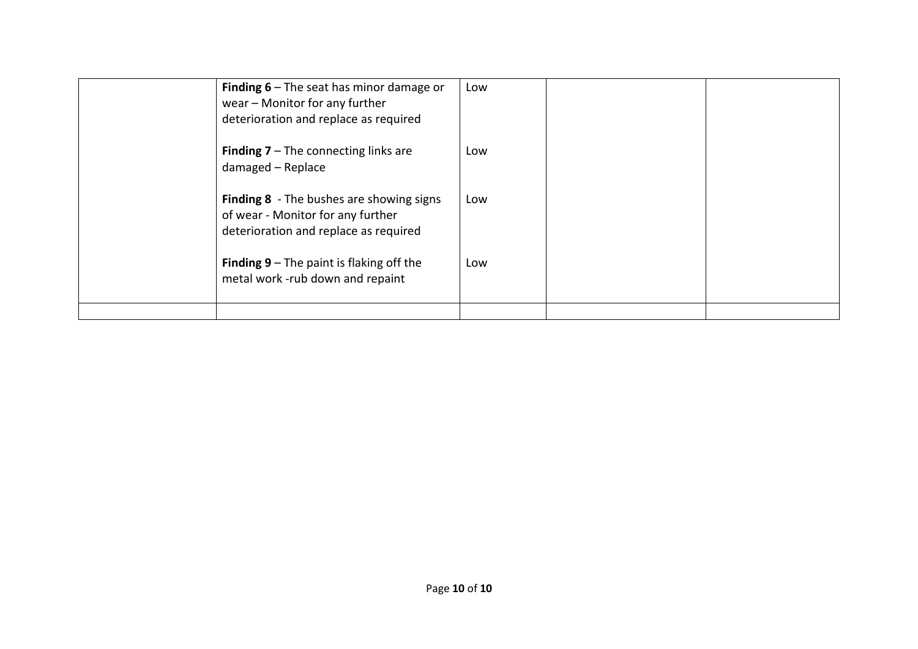| | | | | |
|---|---|---|---|---|
| | **Finding 6** – The seat has minor damage or wear – Monitor for any further deterioration and replace as required<br><br>**Finding 7** – The connecting links are damaged – Replace<br><br>**Finding 8** - The bushes are showing signs of wear - Monitor for any further deterioration and replace as required<br><br>**Finding 9** – The paint is flaking off the metal work -rub down and repaint | Low<br><br>Low<br><br>Low<br><br>Low | | |
| | | | | |